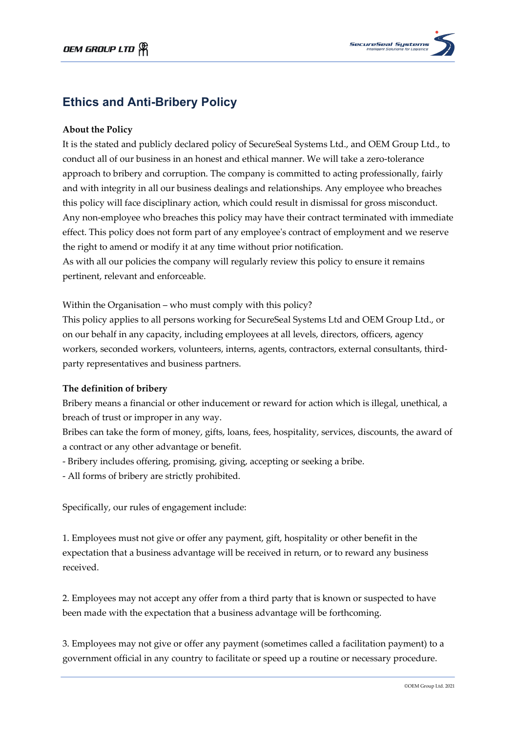# Ethics and Anti-Bribery Policy

**About the Policy**

It is the stated and publicly declared policy of SecureSeal Systems Ltd., and OEM Group Ltd., to conduct all of our business in an honest and ethical manner. We will take a zero-tolerance approach to bribery and corruption. The company is committed to acting professionally, fairly and with integrity in all our business dealings and relationships. Any employee who breaches this policy will face disciplinary action, which could result in dismissal for gross misconduct. Any non-employee who breaches this policy may have their contract terminated with immediate effect. This policy does not form part of any employee's contract of employment and we reserve the right to amend or modify it at any time without prior notification.
As with all our policies the company will regularly review this policy to ensure it remains pertinent, relevant and enforceable.

Within the Organisation – who must comply with this policy?
This policy applies to all persons working for SecureSeal Systems Ltd and OEM Group Ltd., or on our behalf in any capacity, including employees at all levels, directors, officers, agency workers, seconded workers, volunteers, interns, agents, contractors, external consultants, third-party representatives and business partners.

**The definition of bribery**

Bribery means a financial or other inducement or reward for action which is illegal, unethical, a breach of trust or improper in any way.
Bribes can take the form of money, gifts, loans, fees, hospitality, services, discounts, the award of a contract or any other advantage or benefit.

- Bribery includes offering, promising, giving, accepting or seeking a bribe.
- All forms of bribery are strictly prohibited.

Specifically, our rules of engagement include:

1. Employees must not give or offer any payment, gift, hospitality or other benefit in the expectation that a business advantage will be received in return, or to reward any business received.

2. Employees may not accept any offer from a third party that is known or suspected to have been made with the expectation that a business advantage will be forthcoming.

3. Employees may not give or offer any payment (sometimes called a facilitation payment) to a government official in any country to facilitate or speed up a routine or necessary procedure.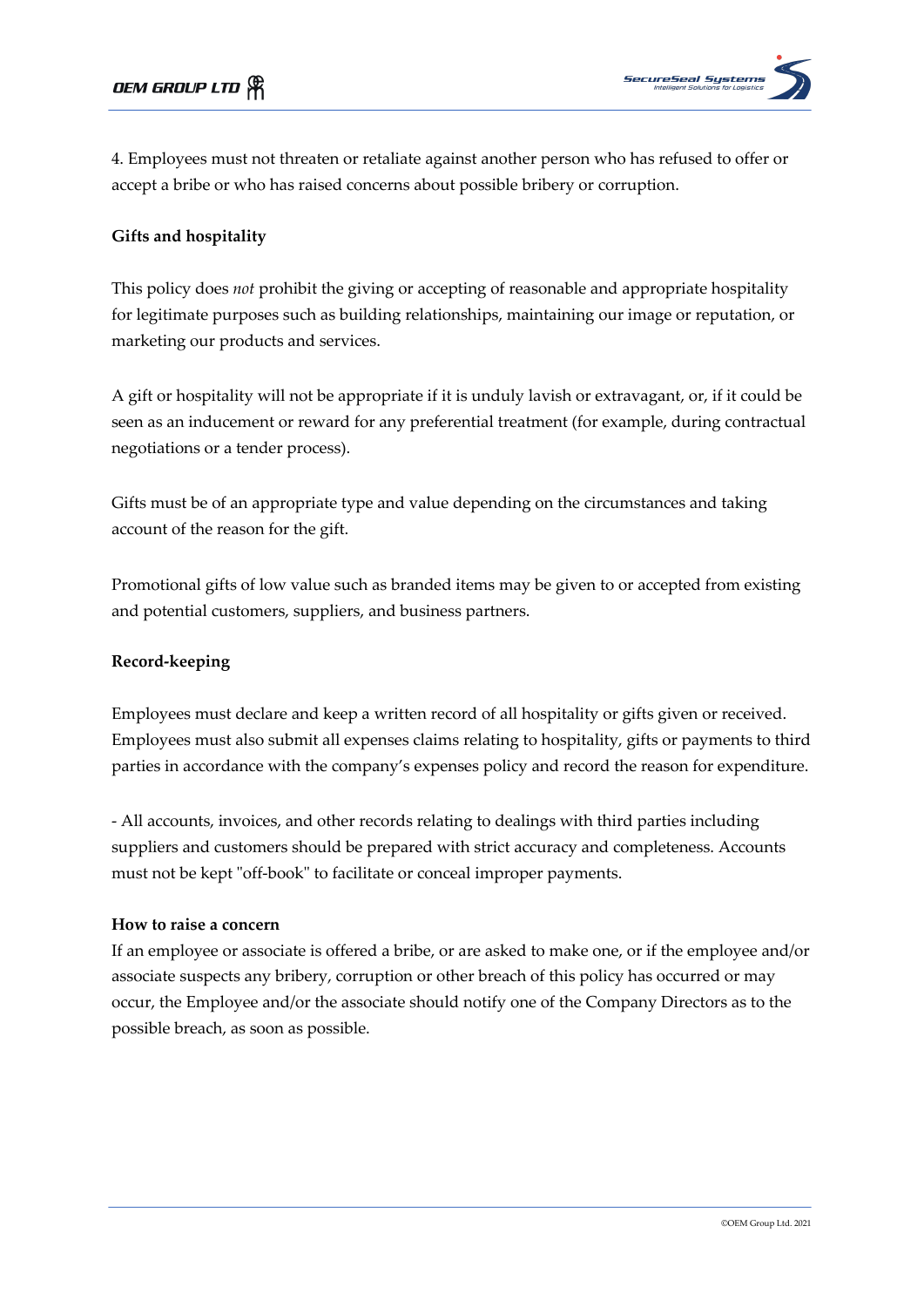4. Employees must not threaten or retaliate against another person who has refused to offer or accept a bribe or who has raised concerns about possible bribery or corruption.

**Gifts and hospitality**

This policy does *not* prohibit the giving or accepting of reasonable and appropriate hospitality for legitimate purposes such as building relationships, maintaining our image or reputation, or marketing our products and services.

A gift or hospitality will not be appropriate if it is unduly lavish or extravagant, or, if it could be seen as an inducement or reward for any preferential treatment (for example, during contractual negotiations or a tender process).

Gifts must be of an appropriate type and value depending on the circumstances and taking account of the reason for the gift.

Promotional gifts of low value such as branded items may be given to or accepted from existing and potential customers, suppliers, and business partners.

**Record-keeping**

Employees must declare and keep a written record of all hospitality or gifts given or received. Employees must also submit all expenses claims relating to hospitality, gifts or payments to third parties in accordance with the company's expenses policy and record the reason for expenditure.

- All accounts, invoices, and other records relating to dealings with third parties including suppliers and customers should be prepared with strict accuracy and completeness. Accounts must not be kept "off-book" to facilitate or conceal improper payments.

**How to raise a concern**

If an employee or associate is offered a bribe, or are asked to make one, or if the employee and/or associate suspects any bribery, corruption or other breach of this policy has occurred or may occur, the Employee and/or the associate should notify one of the Company Directors as to the possible breach, as soon as possible.